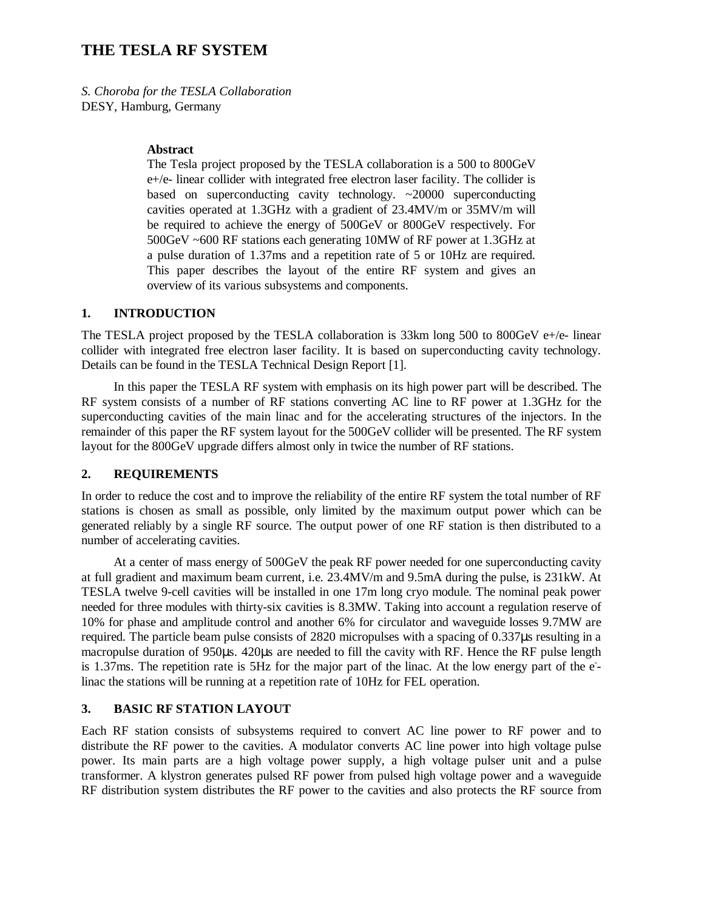# THE TESLA RF SYSTEM

*S. Choroba for the TESLA Collaboration*
DESY, Hamburg, Germany

**Abstract**

The Tesla project proposed by the TESLA collaboration is a 500 to 800GeV e+/e- linear collider with integrated free electron laser facility. The collider is based on superconducting cavity technology. ~20000 superconducting cavities operated at 1.3GHz with a gradient of 23.4MV/m or 35MV/m will be required to achieve the energy of 500GeV or 800GeV respectively. For 500GeV ~600 RF stations each generating 10MW of RF power at 1.3GHz at a pulse duration of 1.37ms and a repetition rate of 5 or 10Hz are required. This paper describes the layout of the entire RF system and gives an overview of its various subsystems and components.

## 1. INTRODUCTION

The TESLA project proposed by the TESLA collaboration is 33km long 500 to 800GeV e+/e- linear collider with integrated free electron laser facility. It is based on superconducting cavity technology. Details can be found in the TESLA Technical Design Report [1].

In this paper the TESLA RF system with emphasis on its high power part will be described. The RF system consists of a number of RF stations converting AC line to RF power at 1.3GHz for the superconducting cavities of the main linac and for the accelerating structures of the injectors. In the remainder of this paper the RF system layout for the 500GeV collider will be presented. The RF system layout for the 800GeV upgrade differs almost only in twice the number of RF stations.

## 2. REQUIREMENTS

In order to reduce the cost and to improve the reliability of the entire RF system the total number of RF stations is chosen as small as possible, only limited by the maximum output power which can be generated reliably by a single RF source. The output power of one RF station is then distributed to a number of accelerating cavities.

At a center of mass energy of 500GeV the peak RF power needed for one superconducting cavity at full gradient and maximum beam current, i.e. 23.4MV/m and 9.5mA during the pulse, is 231kW. At TESLA twelve 9-cell cavities will be installed in one 17m long cryo module. The nominal peak power needed for three modules with thirty-six cavities is 8.3MW. Taking into account a regulation reserve of 10% for phase and amplitude control and another 6% for circulator and waveguide losses 9.7MW are required. The particle beam pulse consists of 2820 micropulses with a spacing of 0.337μs resulting in a macropulse duration of 950μs. 420μs are needed to fill the cavity with RF. Hence the RF pulse length is 1.37ms. The repetition rate is 5Hz for the major part of the linac. At the low energy part of the $e^-$-linac the stations will be running at a repetition rate of 10Hz for FEL operation.

## 3. BASIC RF STATION LAYOUT

Each RF station consists of subsystems required to convert AC line power to RF power and to distribute the RF power to the cavities. A modulator converts AC line power into high voltage pulse power. Its main parts are a high voltage power supply, a high voltage pulser unit and a pulse transformer. A klystron generates pulsed RF power from pulsed high voltage power and a waveguide RF distribution system distributes the RF power to the cavities and also protects the RF source from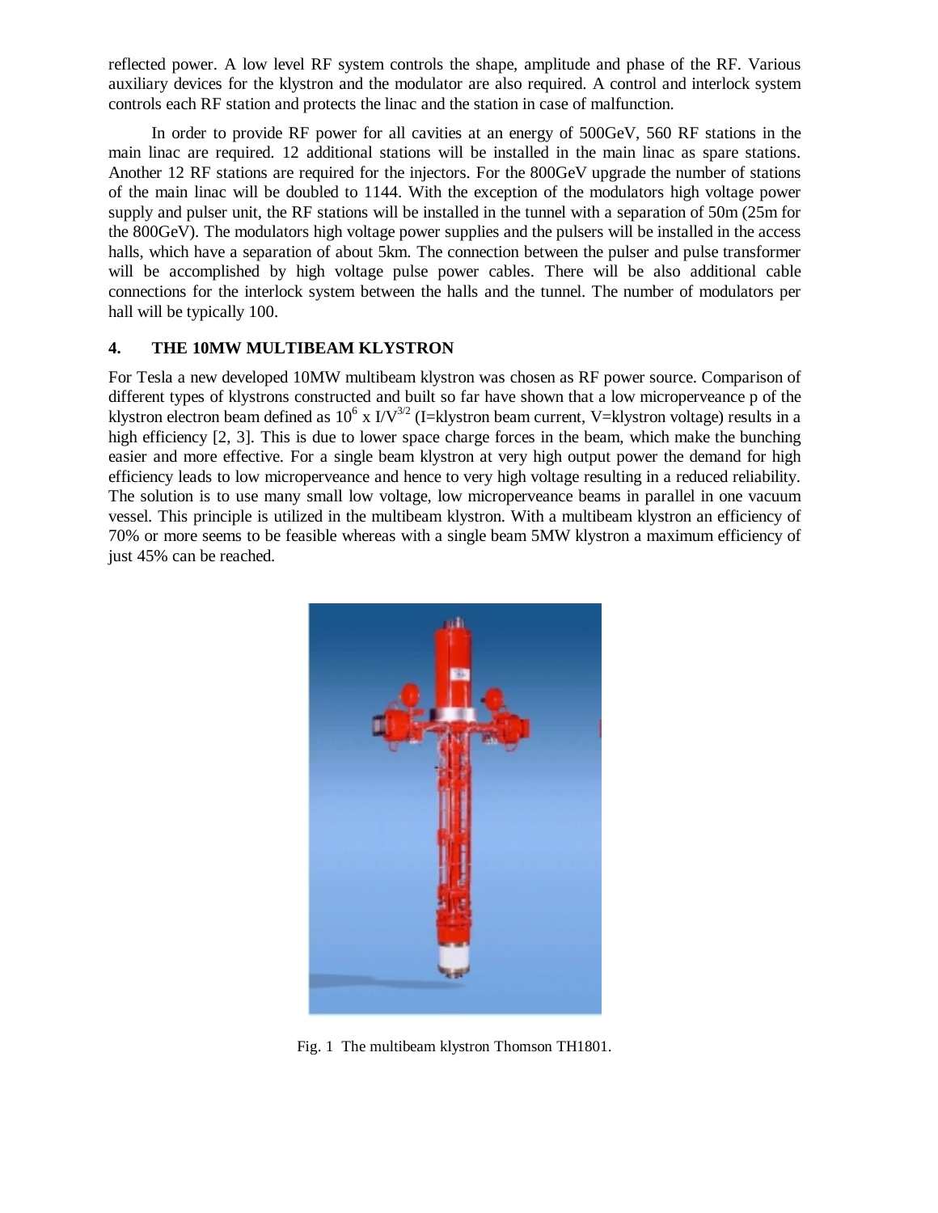reflected power. A low level RF system controls the shape, amplitude and phase of the RF. Various auxiliary devices for the klystron and the modulator are also required. A control and interlock system controls each RF station and protects the linac and the station in case of malfunction.

In order to provide RF power for all cavities at an energy of 500GeV, 560 RF stations in the main linac are required. 12 additional stations will be installed in the main linac as spare stations. Another 12 RF stations are required for the injectors. For the 800GeV upgrade the number of stations of the main linac will be doubled to 1144. With the exception of the modulators high voltage power supply and pulser unit, the RF stations will be installed in the tunnel with a separation of 50m (25m for the 800GeV). The modulators high voltage power supplies and the pulsers will be installed in the access halls, which have a separation of about 5km. The connection between the pulser and pulse transformer will be accomplished by high voltage pulse power cables. There will be also additional cable connections for the interlock system between the halls and the tunnel. The number of modulators per hall will be typically 100.

## 4. THE 10MW MULTIBEAM KLYSTRON

For Tesla a new developed 10MW multibeam klystron was chosen as RF power source. Comparison of different types of klystrons constructed and built so far have shown that a low microperveance p of the klystron electron beam defined as $10^6 \times I/V^{3/2}$ (I=klystron beam current, V=klystron voltage) results in a high efficiency [2, 3]. This is due to lower space charge forces in the beam, which make the bunching easier and more effective. For a single beam klystron at very high output power the demand for high efficiency leads to low microperveance and hence to very high voltage resulting in a reduced reliability. The solution is to use many small low voltage, low microperveance beams in parallel in one vacuum vessel. This principle is utilized in the multibeam klystron. With a multibeam klystron an efficiency of 70% or more seems to be feasible whereas with a single beam 5MW klystron a maximum efficiency of just 45% can be reached.

Fig. 1 The multibeam klystron Thomson TH1801.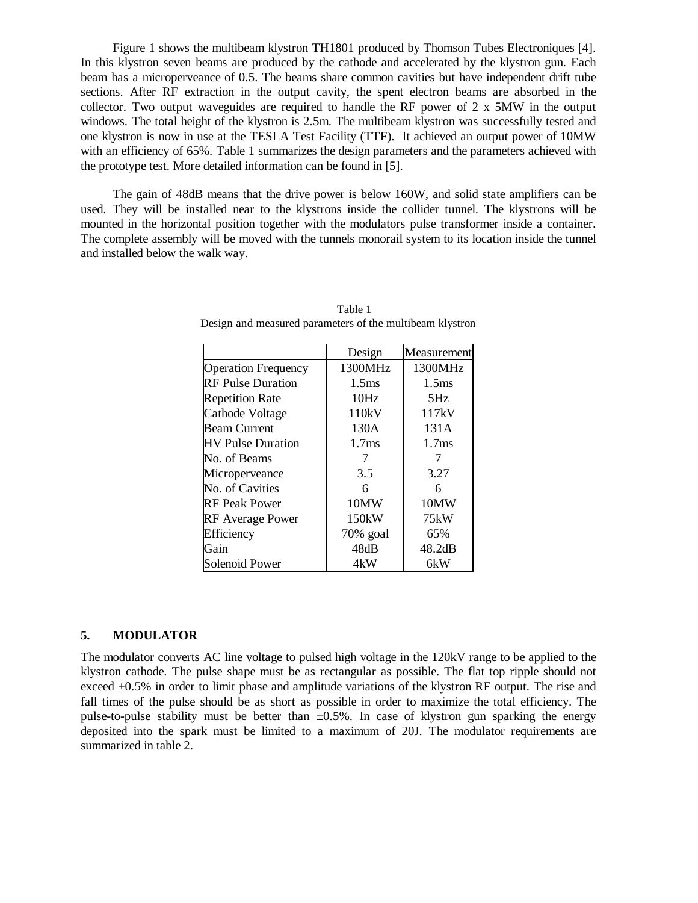Figure 1 shows the multibeam klystron TH1801 produced by Thomson Tubes Electroniques [4]. In this klystron seven beams are produced by the cathode and accelerated by the klystron gun. Each beam has a microperveance of 0.5. The beams share common cavities but have independent drift tube sections. After RF extraction in the output cavity, the spent electron beams are absorbed in the collector. Two output waveguides are required to handle the RF power of 2 x 5MW in the output windows. The total height of the klystron is 2.5m. The multibeam klystron was successfully tested and one klystron is now in use at the TESLA Test Facility (TTF). It achieved an output power of 10MW with an efficiency of 65%. Table 1 summarizes the design parameters and the parameters achieved with the prototype test. More detailed information can be found in [5].

The gain of 48dB means that the drive power is below 160W, and solid state amplifiers can be used. They will be installed near to the klystrons inside the collider tunnel. The klystrons will be mounted in the horizontal position together with the modulators pulse transformer inside a container. The complete assembly will be moved with the tunnels monorail system to its location inside the tunnel and installed below the walk way.

Table 1
Design and measured parameters of the multibeam klystron

| | Design | Measurement |
|---|---|---|
| Operation Frequency | 1300MHz | 1300MHz |
| RF Pulse Duration | 1.5ms | 1.5ms |
| Repetition Rate | 10Hz | 5Hz |
| Cathode Voltage | 110kV | 117kV |
| Beam Current | 130A | 131A |
| HV Pulse Duration | 1.7ms | 1.7ms |
| No. of Beams | 7 | 7 |
| Microperveance | 3.5 | 3.27 |
| No. of Cavities | 6 | 6 |
| RF Peak Power | 10MW | 10MW |
| RF Average Power | 150kW | 75kW |
| Efficiency | 70% goal | 65% |
| Gain | 48dB | 48.2dB |
| Solenoid Power | 4kW | 6kW |

## 5. MODULATOR

The modulator converts AC line voltage to pulsed high voltage in the 120kV range to be applied to the klystron cathode. The pulse shape must be as rectangular as possible. The flat top ripple should not exceed ±0.5% in order to limit phase and amplitude variations of the klystron RF output. The rise and fall times of the pulse should be as short as possible in order to maximize the total efficiency. The pulse-to-pulse stability must be better than ±0.5%. In case of klystron gun sparking the energy deposited into the spark must be limited to a maximum of 20J. The modulator requirements are summarized in table 2.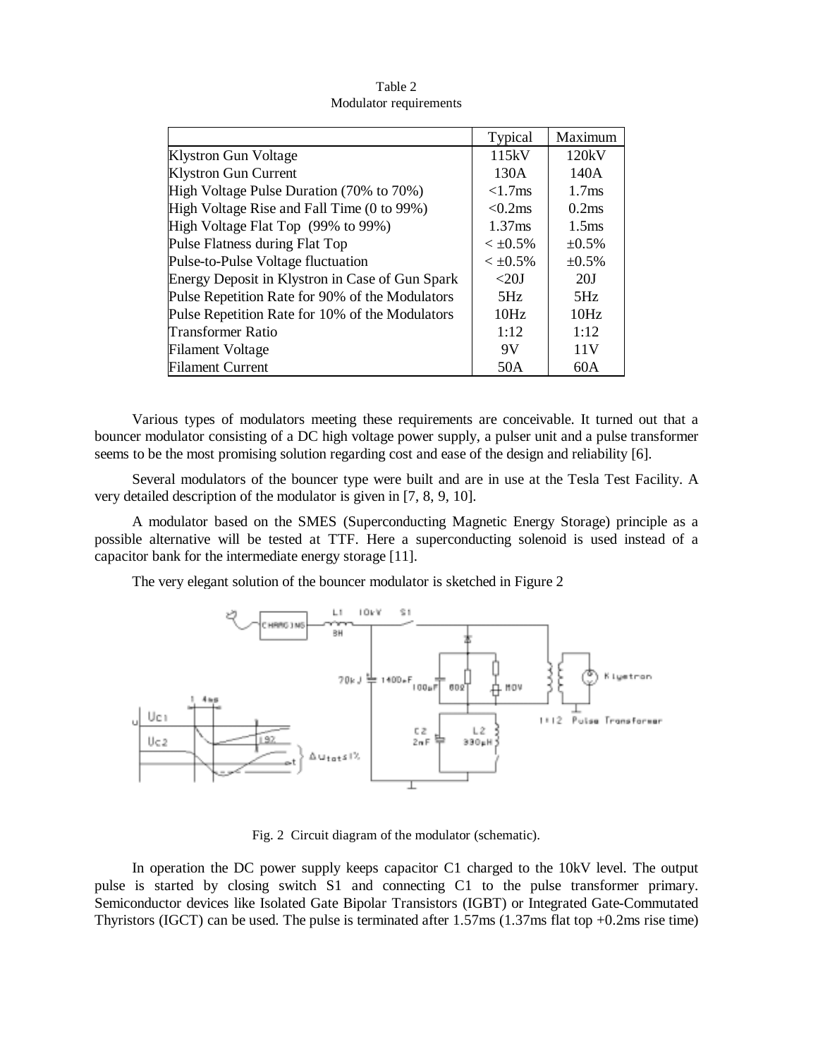Table 2
Modulator requirements

| | Typical | Maximum |
|---|---|---|
| Klystron Gun Voltage | 115kV | 120kV |
| Klystron Gun Current | 130A | 140A |
| High Voltage Pulse Duration (70% to 70%) | <1.7ms | 1.7ms |
| High Voltage Rise and Fall Time (0 to 99%) | <0.2ms | 0.2ms |
| High Voltage Flat Top (99% to 99%) | 1.37ms | 1.5ms |
| Pulse Flatness during Flat Top | < ±0.5% | ±0.5% |
| Pulse-to-Pulse Voltage fluctuation | < ±0.5% | ±0.5% |
| Energy Deposit in Klystron in Case of Gun Spark | <20J | 20J |
| Pulse Repetition Rate for 90% of the Modulators | 5Hz | 5Hz |
| Pulse Repetition Rate for 10% of the Modulators | 10Hz | 10Hz |
| Transformer Ratio | 1:12 | 1:12 |
| Filament Voltage | 9V | 11V |
| Filament Current | 50A | 60A |

Various types of modulators meeting these requirements are conceivable. It turned out that a bouncer modulator consisting of a DC high voltage power supply, a pulser unit and a pulse transformer seems to be the most promising solution regarding cost and ease of the design and reliability [6].

Several modulators of the bouncer type were built and are in use at the Tesla Test Facility. A very detailed description of the modulator is given in [7, 8, 9, 10].

A modulator based on the SMES (Superconducting Magnetic Energy Storage) principle as a possible alternative will be tested at TTF. Here a superconducting solenoid is used instead of a capacitor bank for the intermediate energy storage [11].

The very elegant solution of the bouncer modulator is sketched in Figure 2

Fig. 2 Circuit diagram of the modulator (schematic).

In operation the DC power supply keeps capacitor C1 charged to the 10kV level. The output pulse is started by closing switch S1 and connecting C1 to the pulse transformer primary. Semiconductor devices like Isolated Gate Bipolar Transistors (IGBT) or Integrated Gate-Commutated Thyristors (IGCT) can be used. The pulse is terminated after 1.57ms (1.37ms flat top +0.2ms rise time)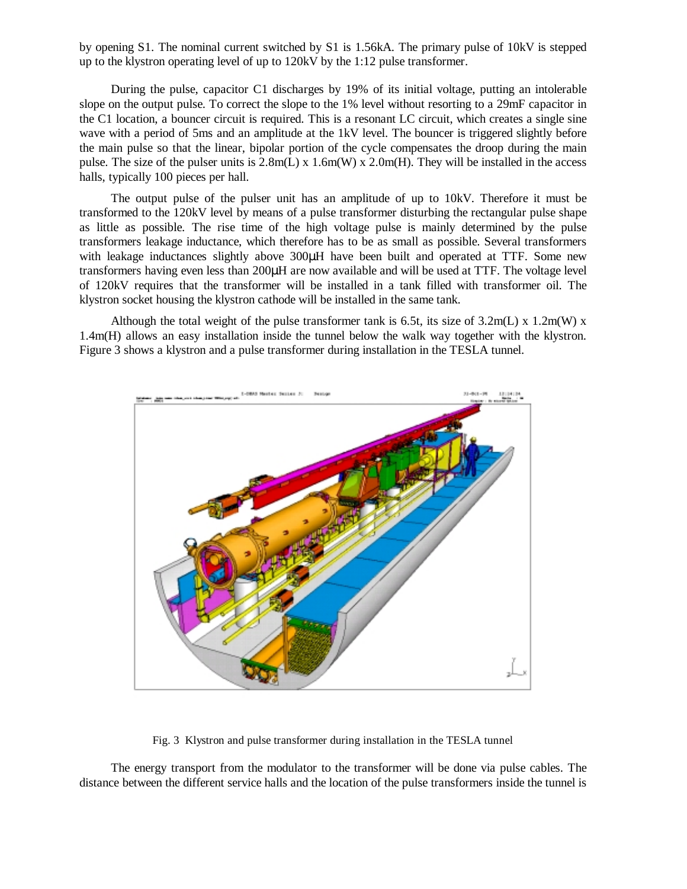by opening S1. The nominal current switched by S1 is 1.56kA. The primary pulse of 10kV is stepped up to the klystron operating level of up to 120kV by the 1:12 pulse transformer.

During the pulse, capacitor C1 discharges by 19% of its initial voltage, putting an intolerable slope on the output pulse. To correct the slope to the 1% level without resorting to a 29mF capacitor in the C1 location, a bouncer circuit is required. This is a resonant LC circuit, which creates a single sine wave with a period of 5ms and an amplitude at the 1kV level. The bouncer is triggered slightly before the main pulse so that the linear, bipolar portion of the cycle compensates the droop during the main pulse. The size of the pulser units is 2.8m(L) x 1.6m(W) x 2.0m(H). They will be installed in the access halls, typically 100 pieces per hall.

The output pulse of the pulser unit has an amplitude of up to 10kV. Therefore it must be transformed to the 120kV level by means of a pulse transformer disturbing the rectangular pulse shape as little as possible. The rise time of the high voltage pulse is mainly determined by the pulse transformers leakage inductance, which therefore has to be as small as possible. Several transformers with leakage inductances slightly above 300µH have been built and operated at TTF. Some new transformers having even less than 200µH are now available and will be used at TTF. The voltage level of 120kV requires that the transformer will be installed in a tank filled with transformer oil. The klystron socket housing the klystron cathode will be installed in the same tank.

Although the total weight of the pulse transformer tank is 6.5t, its size of 3.2m(L) x 1.2m(W) x 1.4m(H) allows an easy installation inside the tunnel below the walk way together with the klystron. Figure 3 shows a klystron and a pulse transformer during installation in the TESLA tunnel.

Fig. 3 Klystron and pulse transformer during installation in the TESLA tunnel

The energy transport from the modulator to the transformer will be done via pulse cables. The distance between the different service halls and the location of the pulse transformers inside the tunnel is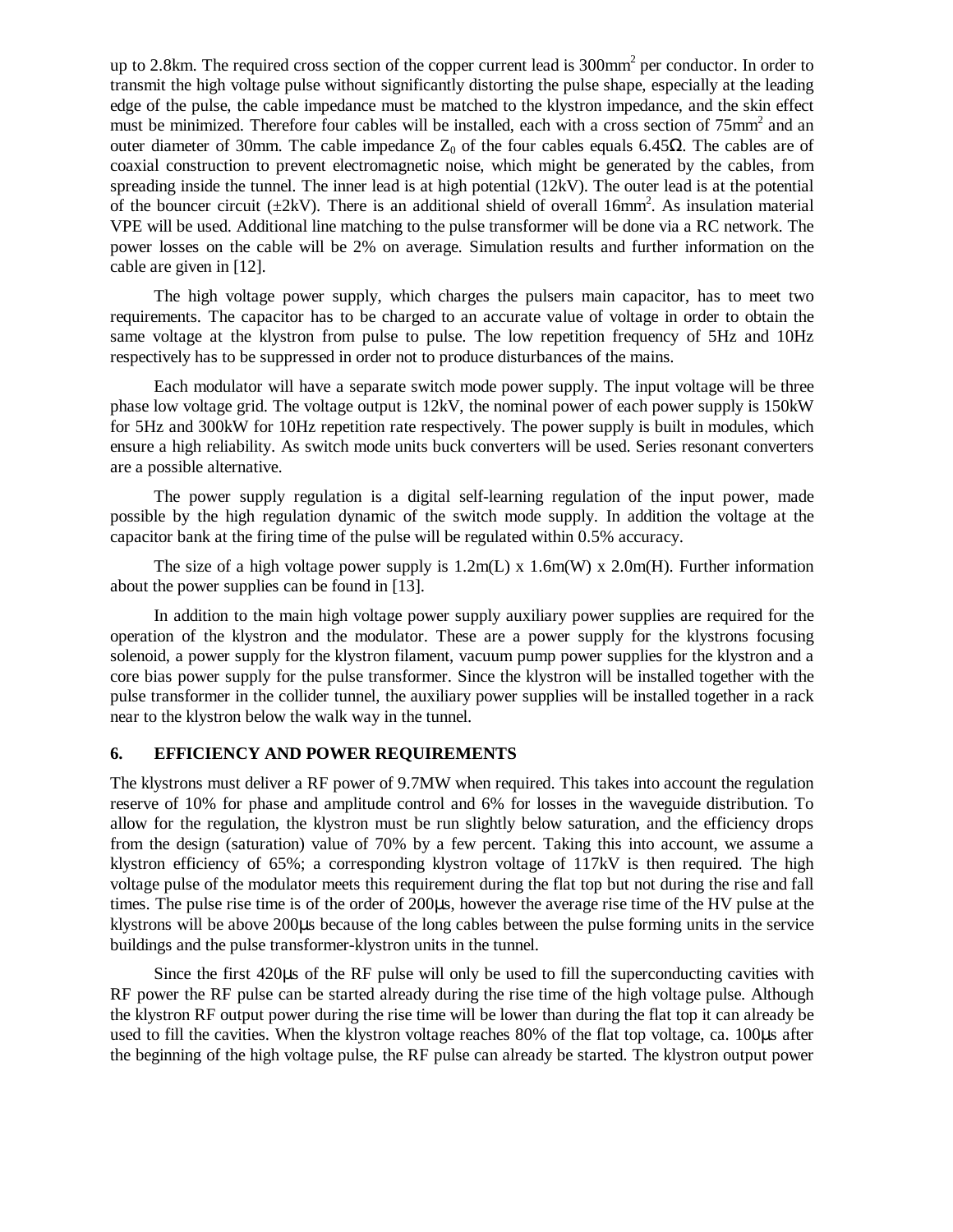up to 2.8km. The required cross section of the copper current lead is $300mm^2$ per conductor. In order to transmit the high voltage pulse without significantly distorting the pulse shape, especially at the leading edge of the pulse, the cable impedance must be matched to the klystron impedance, and the skin effect must be minimized. Therefore four cables will be installed, each with a cross section of $75mm^2$ and an outer diameter of 30mm. The cable impedance $Z_0$ of the four cables equals 6.45Ω. The cables are of coaxial construction to prevent electromagnetic noise, which might be generated by the cables, from spreading inside the tunnel. The inner lead is at high potential (12kV). The outer lead is at the potential of the bouncer circuit (±2kV). There is an additional shield of overall $16mm^2$. As insulation material VPE will be used. Additional line matching to the pulse transformer will be done via a RC network. The power losses on the cable will be 2% on average. Simulation results and further information on the cable are given in [12].

The high voltage power supply, which charges the pulsers main capacitor, has to meet two requirements. The capacitor has to be charged to an accurate value of voltage in order to obtain the same voltage at the klystron from pulse to pulse. The low repetition frequency of 5Hz and 10Hz respectively has to be suppressed in order not to produce disturbances of the mains.

Each modulator will have a separate switch mode power supply. The input voltage will be three phase low voltage grid. The voltage output is 12kV, the nominal power of each power supply is 150kW for 5Hz and 300kW for 10Hz repetition rate respectively. The power supply is built in modules, which ensure a high reliability. As switch mode units buck converters will be used. Series resonant converters are a possible alternative.

The power supply regulation is a digital self-learning regulation of the input power, made possible by the high regulation dynamic of the switch mode supply. In addition the voltage at the capacitor bank at the firing time of the pulse will be regulated within 0.5% accuracy.

The size of a high voltage power supply is 1.2m(L) x 1.6m(W) x 2.0m(H). Further information about the power supplies can be found in [13].

In addition to the main high voltage power supply auxiliary power supplies are required for the operation of the klystron and the modulator. These are a power supply for the klystrons focusing solenoid, a power supply for the klystron filament, vacuum pump power supplies for the klystron and a core bias power supply for the pulse transformer. Since the klystron will be installed together with the pulse transformer in the collider tunnel, the auxiliary power supplies will be installed together in a rack near to the klystron below the walk way in the tunnel.

## 6. EFFICIENCY AND POWER REQUIREMENTS

The klystrons must deliver a RF power of 9.7MW when required. This takes into account the regulation reserve of 10% for phase and amplitude control and 6% for losses in the waveguide distribution. To allow for the regulation, the klystron must be run slightly below saturation, and the efficiency drops from the design (saturation) value of 70% by a few percent. Taking this into account, we assume a klystron efficiency of 65%; a corresponding klystron voltage of 117kV is then required. The high voltage pulse of the modulator meets this requirement during the flat top but not during the rise and fall times. The pulse rise time is of the order of 200μs, however the average rise time of the HV pulse at the klystrons will be above 200μs because of the long cables between the pulse forming units in the service buildings and the pulse transformer-klystron units in the tunnel.

Since the first 420μs of the RF pulse will only be used to fill the superconducting cavities with RF power the RF pulse can be started already during the rise time of the high voltage pulse. Although the klystron RF output power during the rise time will be lower than during the flat top it can already be used to fill the cavities. When the klystron voltage reaches 80% of the flat top voltage, ca. 100μs after the beginning of the high voltage pulse, the RF pulse can already be started. The klystron output power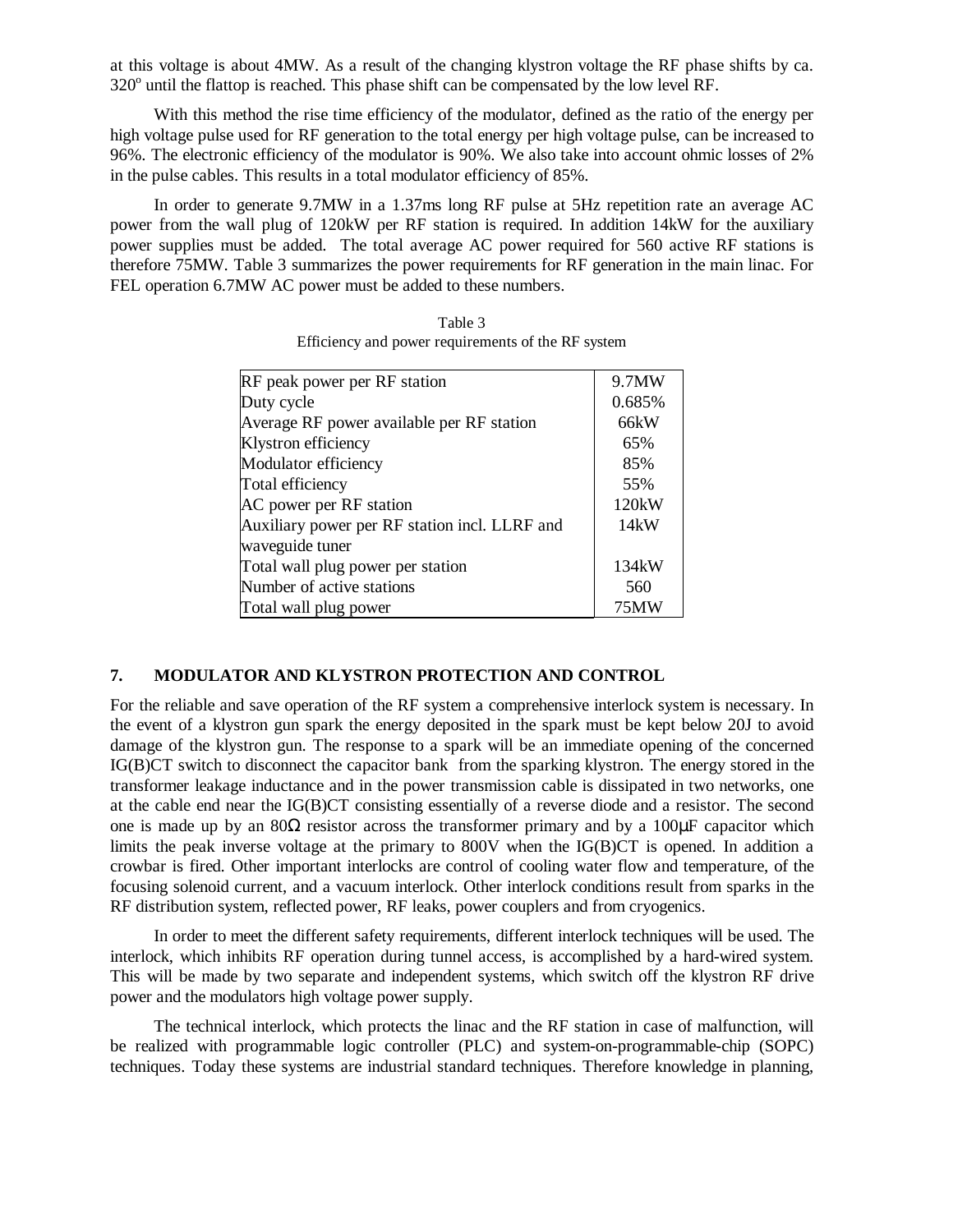at this voltage is about 4MW. As a result of the changing klystron voltage the RF phase shifts by ca. 320° until the flattop is reached. This phase shift can be compensated by the low level RF.

With this method the rise time efficiency of the modulator, defined as the ratio of the energy per high voltage pulse used for RF generation to the total energy per high voltage pulse, can be increased to 96%. The electronic efficiency of the modulator is 90%. We also take into account ohmic losses of 2% in the pulse cables. This results in a total modulator efficiency of 85%.

In order to generate 9.7MW in a 1.37ms long RF pulse at 5Hz repetition rate an average AC power from the wall plug of 120kW per RF station is required. In addition 14kW for the auxiliary power supplies must be added. The total average AC power required for 560 active RF stations is therefore 75MW. Table 3 summarizes the power requirements for RF generation in the main linac. For FEL operation 6.7MW AC power must be added to these numbers.

Table 3
Efficiency and power requirements of the RF system

| | |
|---|---|
| RF peak power per RF station | 9.7MW |
| Duty cycle | 0.685% |
| Average RF power available per RF station | 66kW |
| Klystron efficiency | 65% |
| Modulator efficiency | 85% |
| Total efficiency | 55% |
| AC power per RF station | 120kW |
| Auxiliary power per RF station incl. LLRF and waveguide tuner | 14kW |
| Total wall plug power per station | 134kW |
| Number of active stations | 560 |
| Total wall plug power | 75MW |

## 7. MODULATOR AND KLYSTRON PROTECTION AND CONTROL

For the reliable and save operation of the RF system a comprehensive interlock system is necessary. In the event of a klystron gun spark the energy deposited in the spark must be kept below 20J to avoid damage of the klystron gun. The response to a spark will be an immediate opening of the concerned IG(B)CT switch to disconnect the capacitor bank from the sparking klystron. The energy stored in the transformer leakage inductance and in the power transmission cable is dissipated in two networks, one at the cable end near the IG(B)CT consisting essentially of a reverse diode and a resistor. The second one is made up by an 80Ω resistor across the transformer primary and by a 100µF capacitor which limits the peak inverse voltage at the primary to 800V when the IG(B)CT is opened. In addition a crowbar is fired. Other important interlocks are control of cooling water flow and temperature, of the focusing solenoid current, and a vacuum interlock. Other interlock conditions result from sparks in the RF distribution system, reflected power, RF leaks, power couplers and from cryogenics.

In order to meet the different safety requirements, different interlock techniques will be used. The interlock, which inhibits RF operation during tunnel access, is accomplished by a hard-wired system. This will be made by two separate and independent systems, which switch off the klystron RF drive power and the modulators high voltage power supply.

The technical interlock, which protects the linac and the RF station in case of malfunction, will be realized with programmable logic controller (PLC) and system-on-programmable-chip (SOPC) techniques. Today these systems are industrial standard techniques. Therefore knowledge in planning,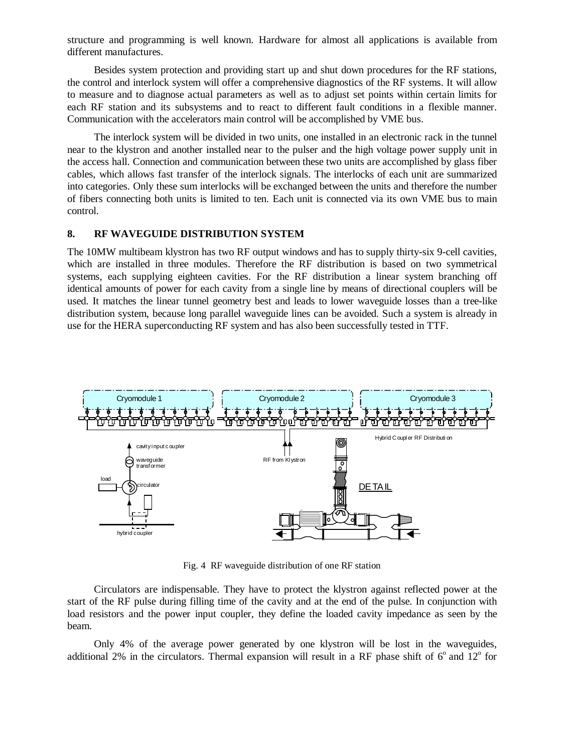structure and programming is well known. Hardware for almost all applications is available from different manufactures.

Besides system protection and providing start up and shut down procedures for the RF stations, the control and interlock system will offer a comprehensive diagnostics of the RF systems. It will allow to measure and to diagnose actual parameters as well as to adjust set points within certain limits for each RF station and its subsystems and to react to different fault conditions in a flexible manner. Communication with the accelerators main control will be accomplished by VME bus.

The interlock system will be divided in two units, one installed in an electronic rack in the tunnel near to the klystron and another installed near to the pulser and the high voltage power supply unit in the access hall. Connection and communication between these two units are accomplished by glass fiber cables, which allows fast transfer of the interlock signals. The interlocks of each unit are summarized into categories. Only these sum interlocks will be exchanged between the units and therefore the number of fibers connecting both units is limited to ten. Each unit is connected via its own VME bus to main control.

## 8. RF WAVEGUIDE DISTRIBUTION SYSTEM

The 10MW multibeam klystron has two RF output windows and has to supply thirty-six 9-cell cavities, which are installed in three modules. Therefore the RF distribution is based on two symmetrical systems, each supplying eighteen cavities. For the RF distribution a linear system branching off identical amounts of power for each cavity from a single line by means of directional couplers will be used. It matches the linear tunnel geometry best and leads to lower waveguide losses than a tree-like distribution system, because long parallel waveguide lines can be avoided. Such a system is already in use for the HERA superconducting RF system and has also been successfully tested in TTF.

Fig. 4 RF waveguide distribution of one RF station

Circulators are indispensable. They have to protect the klystron against reflected power at the start of the RF pulse during filling time of the cavity and at the end of the pulse. In conjunction with load resistors and the power input coupler, they define the loaded cavity impedance as seen by the beam.

Only 4% of the average power generated by one klystron will be lost in the waveguides, additional 2% in the circulators. Thermal expansion will result in a RF phase shift of 6° and 12° for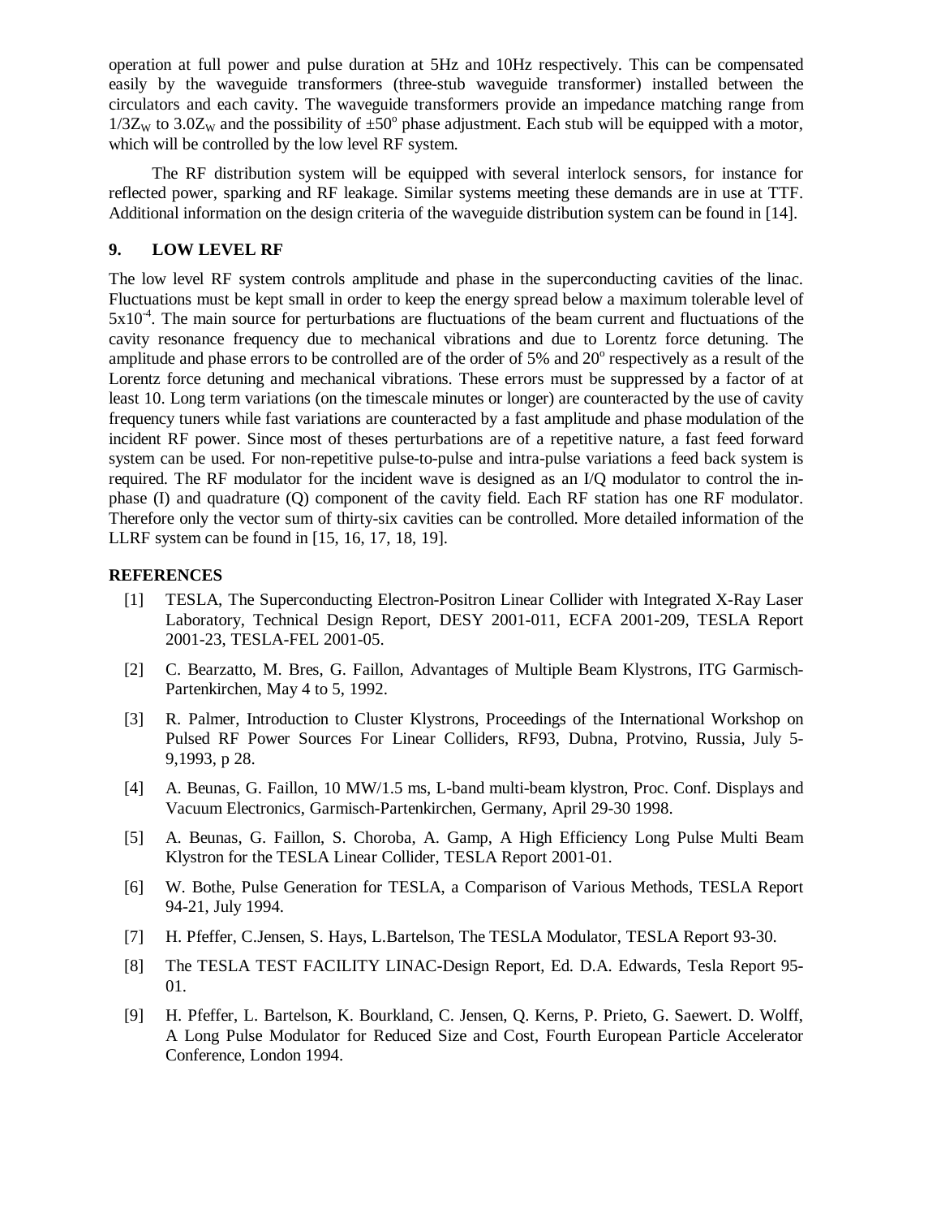operation at full power and pulse duration at 5Hz and 10Hz respectively. This can be compensated easily by the waveguide transformers (three-stub waveguide transformer) installed between the circulators and each cavity. The waveguide transformers provide an impedance matching range from $1/3Z_W$ to $3.0Z_W$ and the possibility of $\pm 50^o$ phase adjustment. Each stub will be equipped with a motor, which will be controlled by the low level RF system.

The RF distribution system will be equipped with several interlock sensors, for instance for reflected power, sparking and RF leakage. Similar systems meeting these demands are in use at TTF. Additional information on the design criteria of the waveguide distribution system can be found in [14].

## 9. LOW LEVEL RF

The low level RF system controls amplitude and phase in the superconducting cavities of the linac. Fluctuations must be kept small in order to keep the energy spread below a maximum tolerable level of $5 \times 10^{-4}$. The main source for perturbations are fluctuations of the beam current and fluctuations of the cavity resonance frequency due to mechanical vibrations and due to Lorentz force detuning. The amplitude and phase errors to be controlled are of the order of 5% and $20^o$ respectively as a result of the Lorentz force detuning and mechanical vibrations. These errors must be suppressed by a factor of at least 10. Long term variations (on the timescale minutes or longer) are counteracted by the use of cavity frequency tuners while fast variations are counteracted by a fast amplitude and phase modulation of the incident RF power. Since most of theses perturbations are of a repetitive nature, a fast feed forward system can be used. For non-repetitive pulse-to-pulse and intra-pulse variations a feed back system is required. The RF modulator for the incident wave is designed as an I/Q modulator to control the in-phase (I) and quadrature (Q) component of the cavity field. Each RF station has one RF modulator. Therefore only the vector sum of thirty-six cavities can be controlled. More detailed information of the LLRF system can be found in [15, 16, 17, 18, 19].

**REFERENCES**

[1] TESLA, The Superconducting Electron-Positron Linear Collider with Integrated X-Ray Laser Laboratory, Technical Design Report, DESY 2001-011, ECFA 2001-209, TESLA Report 2001-23, TESLA-FEL 2001-05.

[2] C. Bearzatto, M. Bres, G. Faillon, Advantages of Multiple Beam Klystrons, ITG Garmisch-Partenkirchen, May 4 to 5, 1992.

[3] R. Palmer, Introduction to Cluster Klystrons, Proceedings of the International Workshop on Pulsed RF Power Sources For Linear Colliders, RF93, Dubna, Protvino, Russia, July 5-9,1993, p 28.

[4] A. Beunas, G. Faillon, 10 MW/1.5 ms, L-band multi-beam klystron, Proc. Conf. Displays and Vacuum Electronics, Garmisch-Partenkirchen, Germany, April 29-30 1998.

[5] A. Beunas, G. Faillon, S. Choroba, A. Gamp, A High Efficiency Long Pulse Multi Beam Klystron for the TESLA Linear Collider, TESLA Report 2001-01.

[6] W. Bothe, Pulse Generation for TESLA, a Comparison of Various Methods, TESLA Report 94-21, July 1994.

[7] H. Pfeffer, C.Jensen, S. Hays, L.Bartelson, The TESLA Modulator, TESLA Report 93-30.

[8] The TESLA TEST FACILITY LINAC-Design Report, Ed. D.A. Edwards, Tesla Report 95-01.

[9] H. Pfeffer, L. Bartelson, K. Bourkland, C. Jensen, Q. Kerns, P. Prieto, G. Saewert. D. Wolff, A Long Pulse Modulator for Reduced Size and Cost, Fourth European Particle Accelerator Conference, London 1994.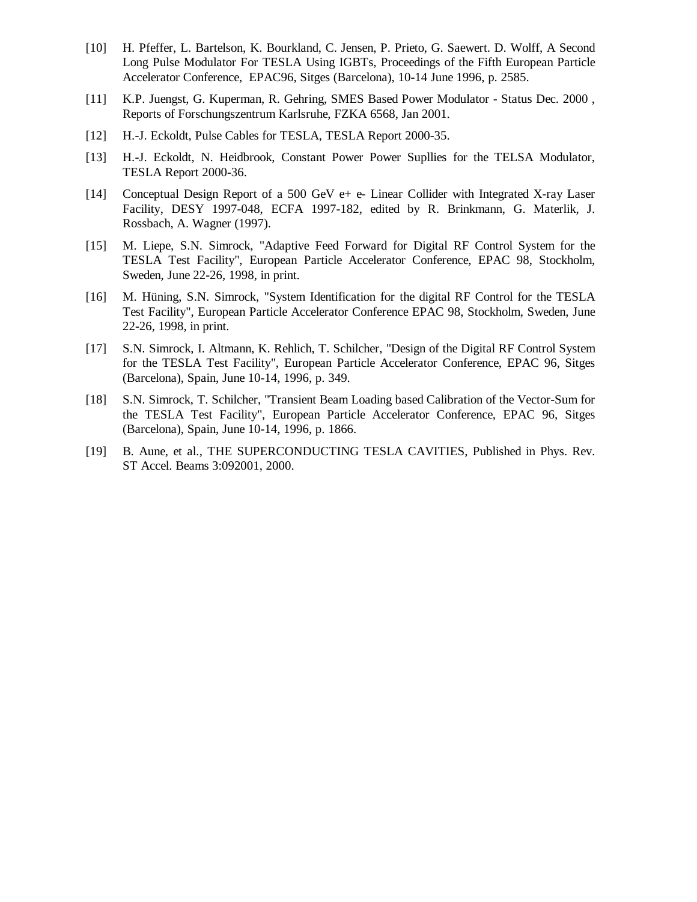[10] H. Pfeffer, L. Bartelson, K. Bourkland, C. Jensen, P. Prieto, G. Saewert. D. Wolff, A Second Long Pulse Modulator For TESLA Using IGBTs, Proceedings of the Fifth European Particle Accelerator Conference, EPAC96, Sitges (Barcelona), 10-14 June 1996, p. 2585.

[11] K.P. Juengst, G. Kuperman, R. Gehring, SMES Based Power Modulator - Status Dec. 2000 , Reports of Forschungszentrum Karlsruhe, FZKA 6568, Jan 2001.

[12] H.-J. Eckoldt, Pulse Cables for TESLA, TESLA Report 2000-35.

[13] H.-J. Eckoldt, N. Heidbrook, Constant Power Power Supllies for the TELSA Modulator, TESLA Report 2000-36.

[14] Conceptual Design Report of a 500 GeV e+ e- Linear Collider with Integrated X-ray Laser Facility, DESY 1997-048, ECFA 1997-182, edited by R. Brinkmann, G. Materlik, J. Rossbach, A. Wagner (1997).

[15] M. Liepe, S.N. Simrock, "Adaptive Feed Forward for Digital RF Control System for the TESLA Test Facility", European Particle Accelerator Conference, EPAC 98, Stockholm, Sweden, June 22-26, 1998, in print.

[16] M. Hüning, S.N. Simrock, "System Identification for the digital RF Control for the TESLA Test Facility", European Particle Accelerator Conference EPAC 98, Stockholm, Sweden, June 22-26, 1998, in print.

[17] S.N. Simrock, I. Altmann, K. Rehlich, T. Schilcher, "Design of the Digital RF Control System for the TESLA Test Facility", European Particle Accelerator Conference, EPAC 96, Sitges (Barcelona), Spain, June 10-14, 1996, p. 349.

[18] S.N. Simrock, T. Schilcher, "Transient Beam Loading based Calibration of the Vector-Sum for the TESLA Test Facility", European Particle Accelerator Conference, EPAC 96, Sitges (Barcelona), Spain, June 10-14, 1996, p. 1866.

[19] B. Aune, et al., THE SUPERCONDUCTING TESLA CAVITIES, Published in Phys. Rev. ST Accel. Beams 3:092001, 2000.